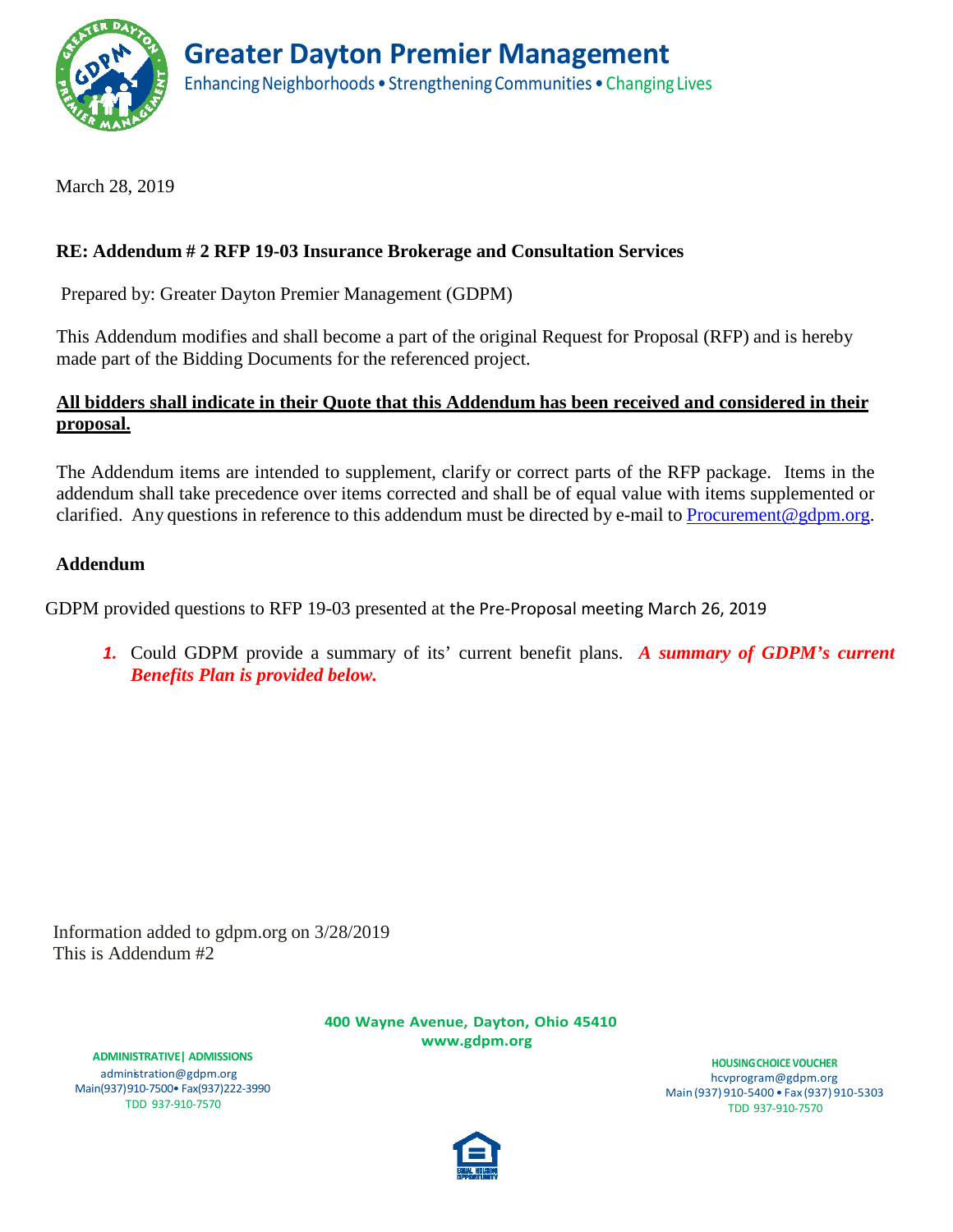# Greater Dayton Premier Management

Enhancing Neighborhoods • Strengthening Communities • Changing Lives

March 28, 2019

**RE: Addendum # 2 RFP 19-03 Insurance Brokerage and Consultation Services**

Prepared by: Greater Dayton Premier Management (GDPM)

This Addendum modifies and shall become a part of the original Request for Proposal (RFP) and is hereby made part of the Bidding Documents for the referenced project.

**All bidders shall indicate in their Quote that this Addendum has been received and considered in their proposal.**

The Addendum items are intended to supplement, clarify or correct parts of the RFP package. Items in the addendum shall take precedence over items corrected and shall be of equal value with items supplemented or clarified. Any questions in reference to this addendum must be directed by e-mail to Procurement@gdpm.org.

**Addendum**

GDPM provided questions to RFP 19-03 presented at the Pre-Proposal meeting March 26, 2019

1. Could GDPM provide a summary of its' current benefit plans. ***A summary of GDPM's current Benefits Plan is provided below.***

Information added to gdpm.org on 3/28/2019
This is Addendum #2

400 Wayne Avenue, Dayton, Ohio 45410
www.gdpm.org

ADMINISTRATIVE | ADMISSIONS
administration@gdpm.org
Main (937) 910-7500 • Fax (937) 222-3990
TDD 937-910-7570

HOUSING CHOICE VOUCHER
hcvprogram@gdpm.org
Main (937) 910-5400 • Fax (937) 910-5303
TDD 937-910-7570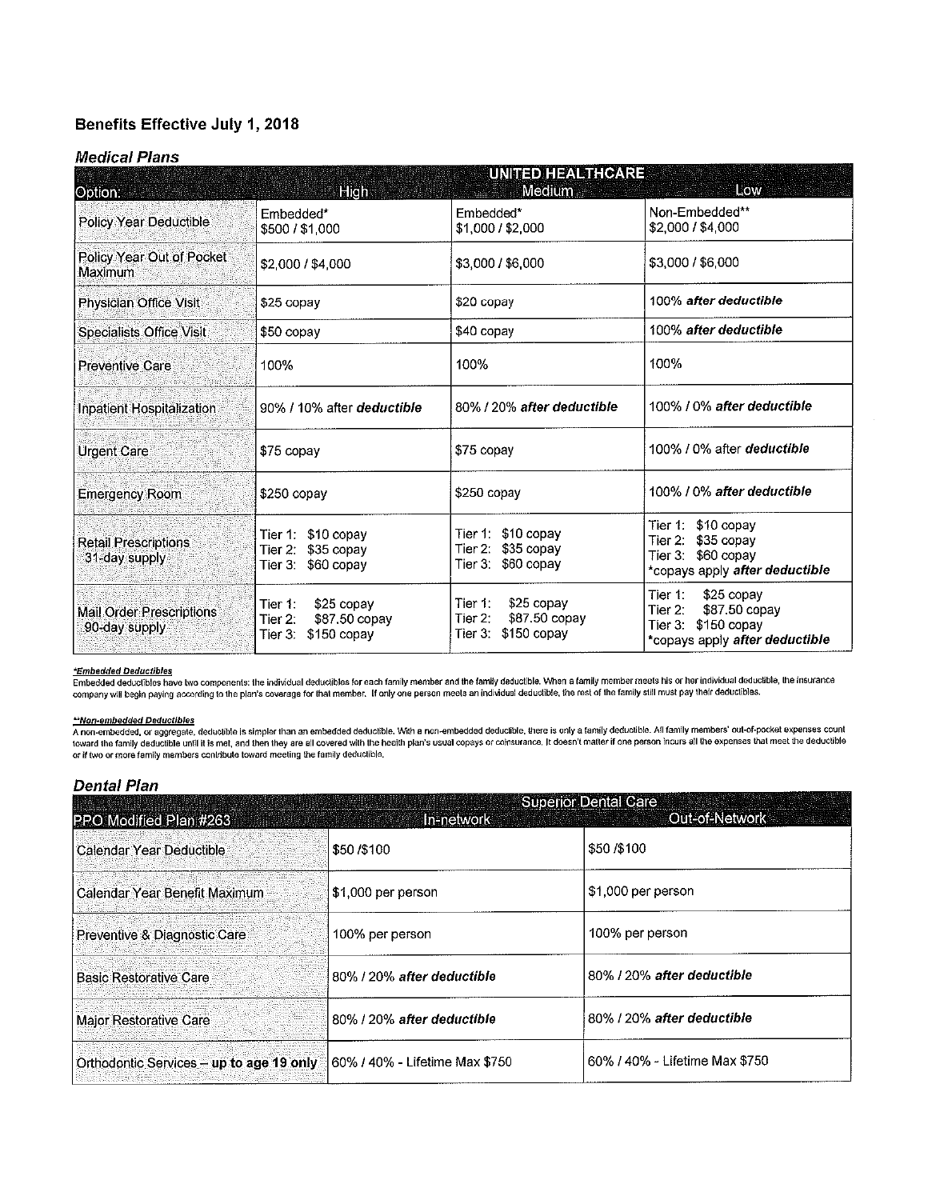## Benefits Effective July 1, 2018

### *Medical Plans*

| | UNITED HEALTHCARE | | |
|---|---|---|---|
| Option: | High | Medium | Low |
| Policy Year Deductible | Embedded*<br>$500 / $1,000 | Embedded*<br>$1,000 / $2,000 | Non-Embedded**<br>$2,000 / $4,000 |
| Policy Year Out of Pocket Maximum | $2,000 / $4,000 | $3,000 / $6,000 | $3,000 / $6,000 |
| Physician Office Visit | $25 copay | $20 copay | 100% ***after deductible*** |
| Specialists Office Visit | $50 copay | $40 copay | 100% ***after deductible*** |
| Preventive Care | 100% | 100% | 100% |
| Inpatient Hospitalization | 90% / 10% after ***deductible*** | 80% / 20% ***after deductible*** | 100% / 0% ***after deductible*** |
| Urgent Care | $75 copay | $75 copay | 100% / 0% after ***deductible*** |
| Emergency Room | $250 copay | $250 copay | 100% / 0% ***after deductible*** |
| Retail Prescriptions 31-day supply | Tier 1: $10 copay<br>Tier 2: $35 copay<br>Tier 3: $60 copay | Tier 1: $10 copay<br>Tier 2: $35 copay<br>Tier 3: $60 copay | Tier 1: $10 copay<br>Tier 2: $35 copay<br>Tier 3: $60 copay<br>*copays apply ***after deductible*** |
| Mail Order Prescriptions 90-day supply | Tier 1: $25 copay<br>Tier 2: $87.50 copay<br>Tier 3: $150 copay | Tier 1: $25 copay<br>Tier 2: $87.50 copay<br>Tier 3: $150 copay | Tier 1: $25 copay<br>Tier 2: $87.50 copay<br>Tier 3: $150 copay<br>*copays apply ***after deductible*** |

***Embedded Deductibles***
Embedded deductibles have two components: the individual deductibles for each family member and the family deductible. When a family member meets his or her individual deductible, the insurance company will begin paying according to the plan's coverage for that member. If only one person meets an individual deductible, the rest of the family still must pay their deductibles.

****Non-embedded Deductibles***
A non-embedded, or aggregate, deductible is simpler than an embedded deductible. With a non-embedded deductible, there is only a family deductible. All family members' out-of-pocket expenses count toward the family deductible until it is met, and then they are all covered with the health plan's usual copays or coinsurance. It doesn't matter if one person incurs all the expenses that meet the deductible or if two or more family members contribute toward meeting the family deductible.

### *Dental Plan*

| | Superior Dental Care | |
|---|---|---|
| PPO Modified Plan #263 | In-network | Out-of-Network |
| Calendar Year Deductible | $50 /$100 | $50 /$100 |
| Calendar Year Benefit Maximum | $1,000 per person | $1,000 per person |
| Preventive & Diagnostic Care | 100% per person | 100% per person |
| Basic Restorative Care | 80% / 20% ***after deductible*** | 80% / 20% ***after deductible*** |
| Major Restorative Care | 80% / 20% ***after deductible*** | 80% / 20% ***after deductible*** |
| Orthodontic Services – **up to age 19 only** | 60% / 40% - Lifetime Max $750 | 60% / 40% - Lifetime Max $750 |